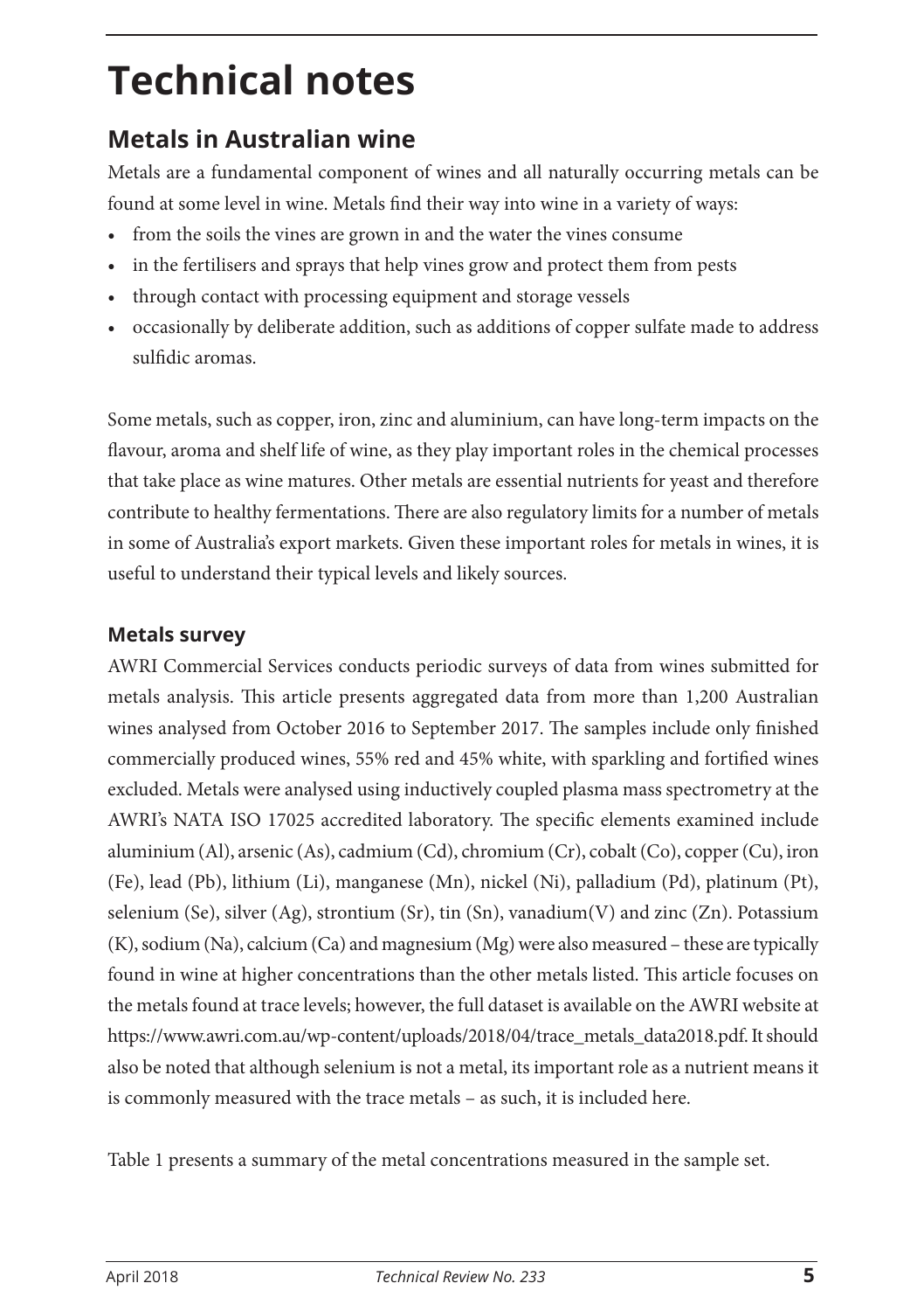# Technical notes

## Metals in Australian wine

Metals are a fundamental component of wines and all naturally occurring metals can be found at some level in wine. Metals find their way into wine in a variety of ways:

- from the soils the vines are grown in and the water the vines consume
- in the fertilisers and sprays that help vines grow and protect them from pests
- through contact with processing equipment and storage vessels
- occasionally by deliberate addition, such as additions of copper sulfate made to address sulfidic aromas.

Some metals, such as copper, iron, zinc and aluminium, can have long-term impacts on the flavour, aroma and shelf life of wine, as they play important roles in the chemical processes that take place as wine matures. Other metals are essential nutrients for yeast and therefore contribute to healthy fermentations. There are also regulatory limits for a number of metals in some of Australia's export markets. Given these important roles for metals in wines, it is useful to understand their typical levels and likely sources.

### Metals survey

AWRI Commercial Services conducts periodic surveys of data from wines submitted for metals analysis. This article presents aggregated data from more than 1,200 Australian wines analysed from October 2016 to September 2017. The samples include only finished commercially produced wines, 55% red and 45% white, with sparkling and fortified wines excluded. Metals were analysed using inductively coupled plasma mass spectrometry at the AWRI's NATA ISO 17025 accredited laboratory. The specific elements examined include aluminium (Al), arsenic (As), cadmium (Cd), chromium (Cr), cobalt (Co), copper (Cu), iron (Fe), lead (Pb), lithium (Li), manganese (Mn), nickel (Ni), palladium (Pd), platinum (Pt), selenium (Se), silver (Ag), strontium (Sr), tin (Sn), vanadium(V) and zinc (Zn). Potassium (K), sodium (Na), calcium (Ca) and magnesium (Mg) were also measured – these are typically found in wine at higher concentrations than the other metals listed. This article focuses on the metals found at trace levels; however, the full dataset is available on the AWRI website at https://www.awri.com.au/wp-content/uploads/2018/04/trace_metals_data2018.pdf. It should also be noted that although selenium is not a metal, its important role as a nutrient means it is commonly measured with the trace metals – as such, it is included here.

Table 1 presents a summary of the metal concentrations measured in the sample set.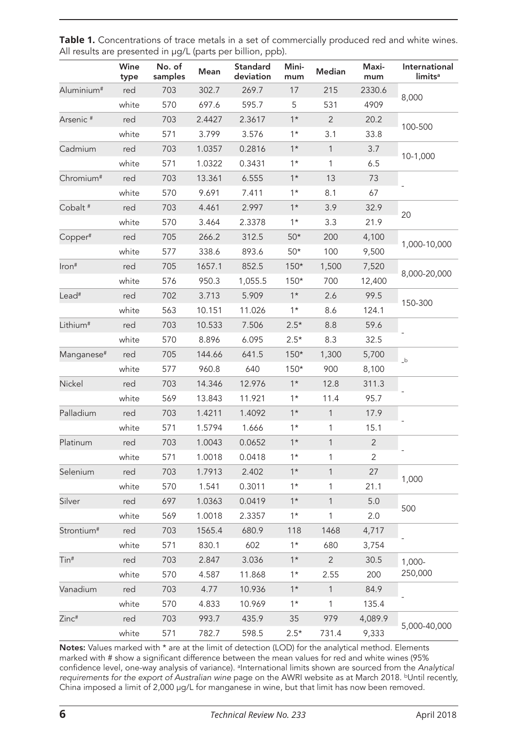**Table 1.** Concentrations of trace metals in a set of commercially produced red and white wines. All results are presented in μg/L (parts per billion, ppb).

| | Wine type | No. of samples | Mean | Standard deviation | Minimum | Median | Maximum | International limits[a] |
|---|---|---|---|---|---|---|---|---|
| Aluminium# | red | 703 | 302.7 | 269.7 | 17 | 215 | 2330.6 | 8,000 |
| | white | 570 | 697.6 | 595.7 | 5 | 531 | 4909 | |
| Arsenic # | red | 703 | 2.4427 | 2.3617 | 1* | 2 | 20.2 | 100-500 |
| | white | 571 | 3.799 | 3.576 | 1* | 3.1 | 33.8 | |
| Cadmium | red | 703 | 1.0357 | 0.2816 | 1* | 1 | 3.7 | 10-1,000 |
| | white | 571 | 1.0322 | 0.3431 | 1* | 1 | 6.5 | |
| Chromium# | red | 703 | 13.361 | 6.555 | 1* | 13 | 73 | - |
| | white | 570 | 9.691 | 7.411 | 1* | 8.1 | 67 | |
| Cobalt # | red | 703 | 4.461 | 2.997 | 1* | 3.9 | 32.9 | 20 |
| | white | 570 | 3.464 | 2.3378 | 1* | 3.3 | 21.9 | |
| Copper# | red | 705 | 266.2 | 312.5 | 50* | 200 | 4,100 | 1,000-10,000 |
| | white | 577 | 338.6 | 893.6 | 50* | 100 | 9,500 | |
| Iron# | red | 705 | 1657.1 | 852.5 | 150* | 1,500 | 7,520 | 8,000-20,000 |
| | white | 576 | 950.3 | 1,055.5 | 150* | 700 | 12,400 | |
| Lead# | red | 702 | 3.713 | 5.909 | 1* | 2.6 | 99.5 | 150-300 |
| | white | 563 | 10.151 | 11.026 | 1* | 8.6 | 124.1 | |
| Lithium# | red | 703 | 10.533 | 7.506 | 2.5* | 8.8 | 59.6 | - |
| | white | 570 | 8.896 | 6.095 | 2.5* | 8.3 | 32.5 | |
| Manganese# | red | 705 | 144.66 | 641.5 | 150* | 1,300 | 5,700 | -[b] |
| | white | 577 | 960.8 | 640 | 150* | 900 | 8,100 | |
| Nickel | red | 703 | 14.346 | 12.976 | 1* | 12.8 | 311.3 | - |
| | white | 569 | 13.843 | 11.921 | 1* | 11.4 | 95.7 | |
| Palladium | red | 703 | 1.4211 | 1.4092 | 1* | 1 | 17.9 | - |
| | white | 571 | 1.5794 | 1.666 | 1* | 1 | 15.1 | |
| Platinum | red | 703 | 1.0043 | 0.0652 | 1* | 1 | 2 | - |
| | white | 571 | 1.0018 | 0.0418 | 1* | 1 | 2 | |
| Selenium | red | 703 | 1.7913 | 2.402 | 1* | 1 | 27 | 1,000 |
| | white | 570 | 1.541 | 0.3011 | 1* | 1 | 21.1 | |
| Silver | red | 697 | 1.0363 | 0.0419 | 1* | 1 | 5.0 | 500 |
| | white | 569 | 1.0018 | 2.3357 | 1* | 1 | 2.0 | |
| Strontium# | red | 703 | 1565.4 | 680.9 | 118 | 1468 | 4,717 | - |
| | white | 571 | 830.1 | 602 | 1* | 680 | 3,754 | |
| Tin# | red | 703 | 2.847 | 3.036 | 1* | 2 | 30.5 | 1,000-250,000 |
| | white | 570 | 4.587 | 11.868 | 1* | 2.55 | 200 | |
| Vanadium | red | 703 | 4.77 | 10.936 | 1* | 1 | 84.9 | - |
| | white | 570 | 4.833 | 10.969 | 1* | 1 | 135.4 | |
| Zinc# | red | 703 | 993.7 | 435.9 | 35 | 979 | 4,089.9 | 5,000-40,000 |
| | white | 571 | 782.7 | 598.5 | 2.5* | 731.4 | 9,333 | |

**Notes:** Values marked with * are at the limit of detection (LOD) for the analytical method. Elements marked with # show a significant difference between the mean values for red and white wines (95% confidence level, one-way analysis of variance). [a]International limits shown are sourced from the *Analytical requirements for the export of Australian wine* page on the AWRI website as at March 2018. [b]Until recently, China imposed a limit of 2,000 μg/L for manganese in wine, but that limit has now been removed.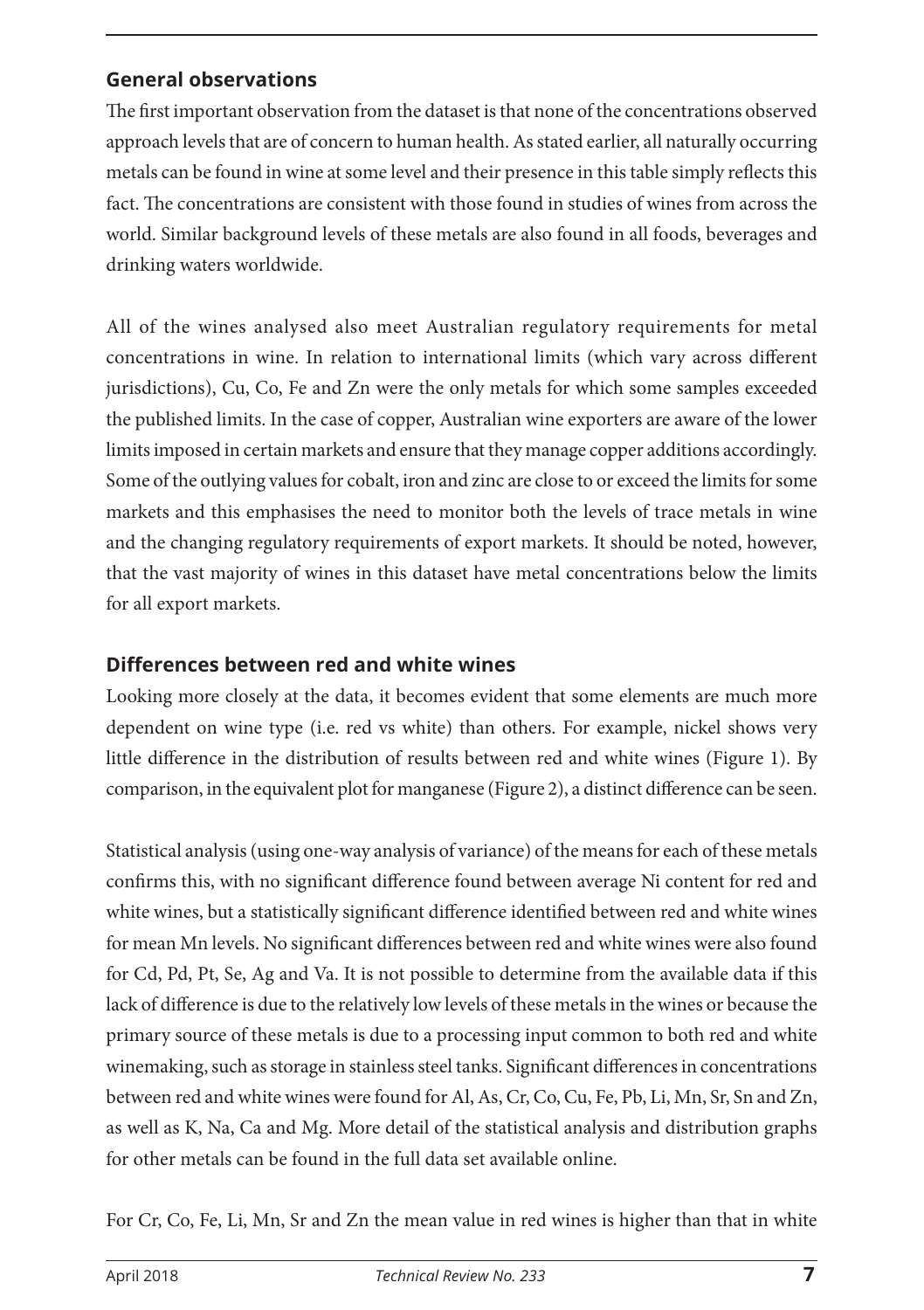### General observations

The first important observation from the dataset is that none of the concentrations observed approach levels that are of concern to human health. As stated earlier, all naturally occurring metals can be found in wine at some level and their presence in this table simply reflects this fact. The concentrations are consistent with those found in studies of wines from across the world. Similar background levels of these metals are also found in all foods, beverages and drinking waters worldwide.

All of the wines analysed also meet Australian regulatory requirements for metal concentrations in wine. In relation to international limits (which vary across different jurisdictions), Cu, Co, Fe and Zn were the only metals for which some samples exceeded the published limits. In the case of copper, Australian wine exporters are aware of the lower limits imposed in certain markets and ensure that they manage copper additions accordingly. Some of the outlying values for cobalt, iron and zinc are close to or exceed the limits for some markets and this emphasises the need to monitor both the levels of trace metals in wine and the changing regulatory requirements of export markets. It should be noted, however, that the vast majority of wines in this dataset have metal concentrations below the limits for all export markets.

### Differences between red and white wines

Looking more closely at the data, it becomes evident that some elements are much more dependent on wine type (i.e. red vs white) than others. For example, nickel shows very little difference in the distribution of results between red and white wines (Figure 1). By comparison, in the equivalent plot for manganese (Figure 2), a distinct difference can be seen.

Statistical analysis (using one-way analysis of variance) of the means for each of these metals confirms this, with no significant difference found between average Ni content for red and white wines, but a statistically significant difference identified between red and white wines for mean Mn levels. No significant differences between red and white wines were also found for Cd, Pd, Pt, Se, Ag and Va. It is not possible to determine from the available data if this lack of difference is due to the relatively low levels of these metals in the wines or because the primary source of these metals is due to a processing input common to both red and white winemaking, such as storage in stainless steel tanks. Significant differences in concentrations between red and white wines were found for Al, As, Cr, Co, Cu, Fe, Pb, Li, Mn, Sr, Sn and Zn, as well as K, Na, Ca and Mg. More detail of the statistical analysis and distribution graphs for other metals can be found in the full data set available online.

For Cr, Co, Fe, Li, Mn, Sr and Zn the mean value in red wines is higher than that in white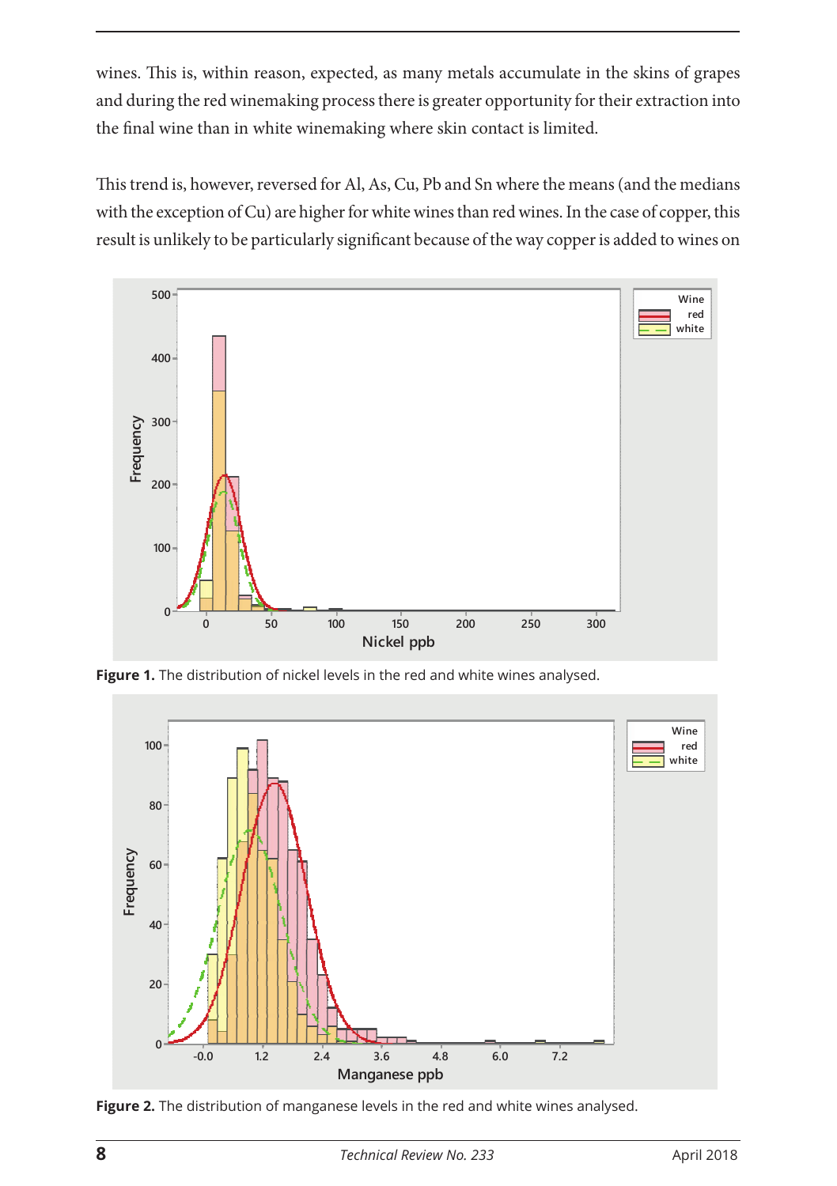wines. This is, within reason, expected, as many metals accumulate in the skins of grapes and during the red winemaking process there is greater opportunity for their extraction into the final wine than in white winemaking where skin contact is limited.

This trend is, however, reversed for Al, As, Cu, Pb and Sn where the means (and the medians with the exception of Cu) are higher for white wines than red wines. In the case of copper, this result is unlikely to be particularly significant because of the way copper is added to wines on

**Figure 1.** The distribution of nickel levels in the red and white wines analysed.

**Figure 2.** The distribution of manganese levels in the red and white wines analysed.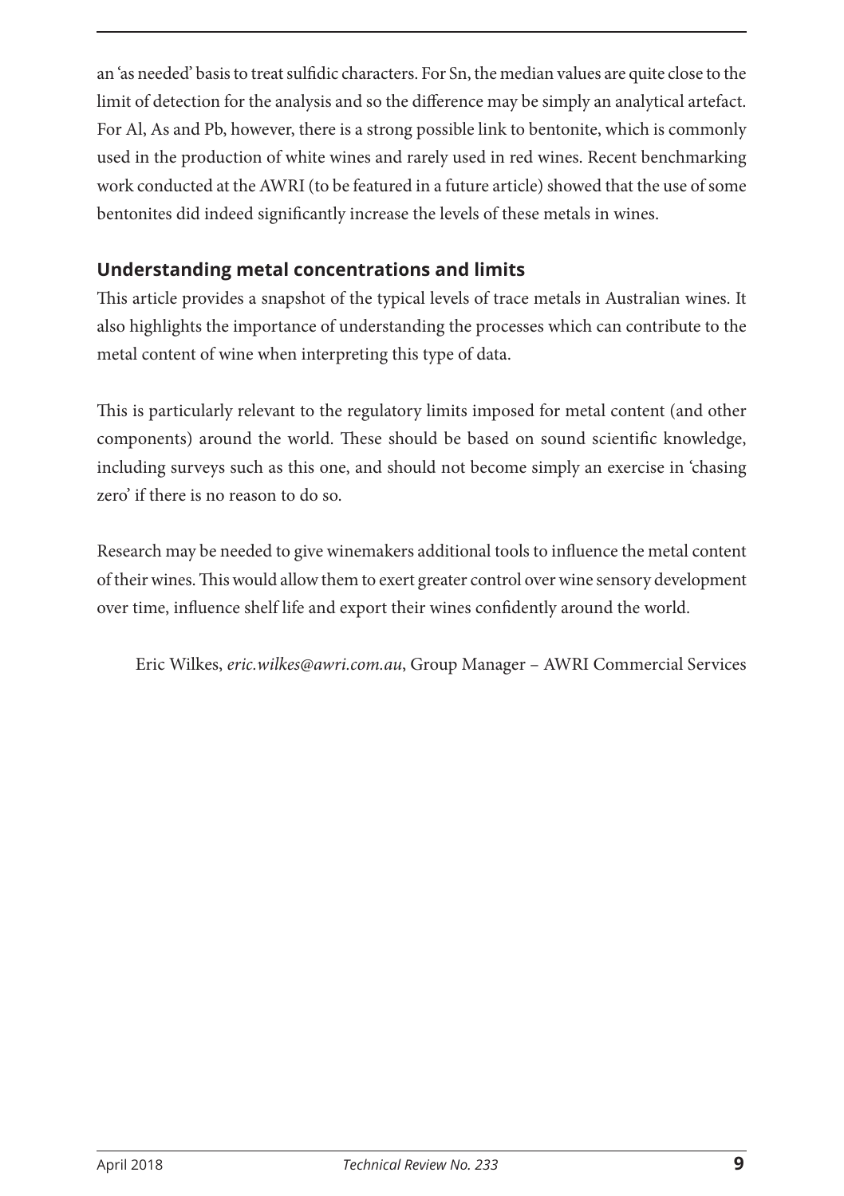an 'as needed' basis to treat sulfidic characters. For Sn, the median values are quite close to the limit of detection for the analysis and so the difference may be simply an analytical artefact. For Al, As and Pb, however, there is a strong possible link to bentonite, which is commonly used in the production of white wines and rarely used in red wines. Recent benchmarking work conducted at the AWRI (to be featured in a future article) showed that the use of some bentonites did indeed significantly increase the levels of these metals in wines.

## Understanding metal concentrations and limits

This article provides a snapshot of the typical levels of trace metals in Australian wines. It also highlights the importance of understanding the processes which can contribute to the metal content of wine when interpreting this type of data.

This is particularly relevant to the regulatory limits imposed for metal content (and other components) around the world. These should be based on sound scientific knowledge, including surveys such as this one, and should not become simply an exercise in 'chasing zero' if there is no reason to do so.

Research may be needed to give winemakers additional tools to influence the metal content of their wines. This would allow them to exert greater control over wine sensory development over time, influence shelf life and export their wines confidently around the world.

Eric Wilkes, *eric.wilkes@awri.com.au*, Group Manager – AWRI Commercial Services